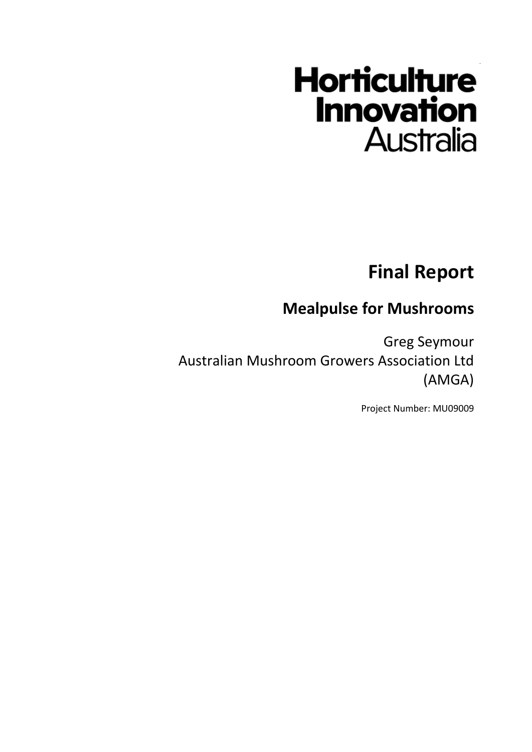Horticulture Innovation Australia

# Final Report

## Mealpulse for Mushrooms

Greg Seymour
Australian Mushroom Growers Association Ltd (AMGA)

Project Number: MU09009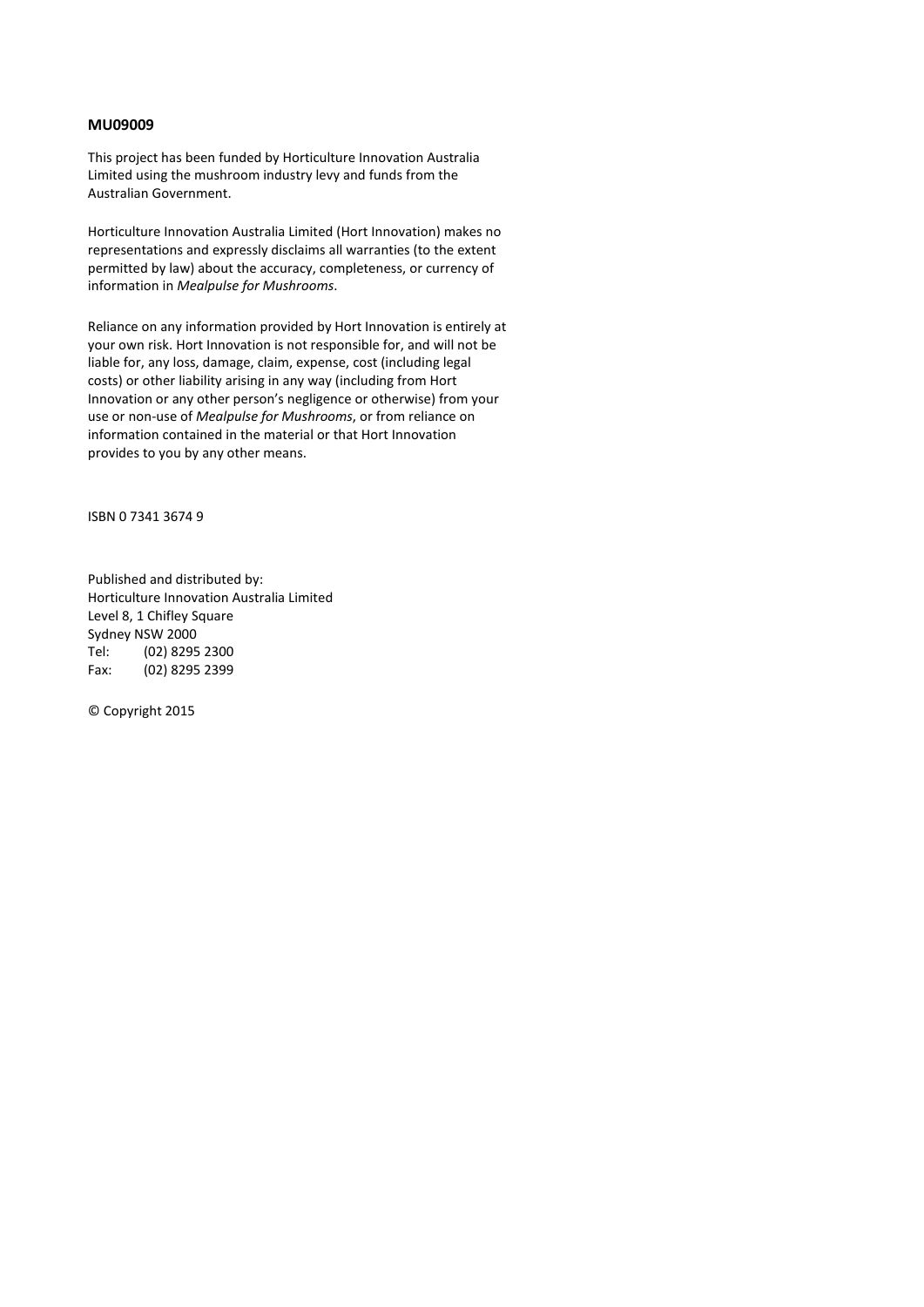**MU09009**

This project has been funded by Horticulture Innovation Australia Limited using the mushroom industry levy and funds from the Australian Government.

Horticulture Innovation Australia Limited (Hort Innovation) makes no representations and expressly disclaims all warranties (to the extent permitted by law) about the accuracy, completeness, or currency of information in *Mealpulse for Mushrooms*.

Reliance on any information provided by Hort Innovation is entirely at your own risk. Hort Innovation is not responsible for, and will not be liable for, any loss, damage, claim, expense, cost (including legal costs) or other liability arising in any way (including from Hort Innovation or any other person's negligence or otherwise) from your use or non-use of *Mealpulse for Mushrooms*, or from reliance on information contained in the material or that Hort Innovation provides to you by any other means.

ISBN 0 7341 3674 9

Published and distributed by:
Horticulture Innovation Australia Limited
Level 8, 1 Chifley Square
Sydney NSW 2000
Tel: (02) 8295 2300
Fax: (02) 8295 2399

© Copyright 2015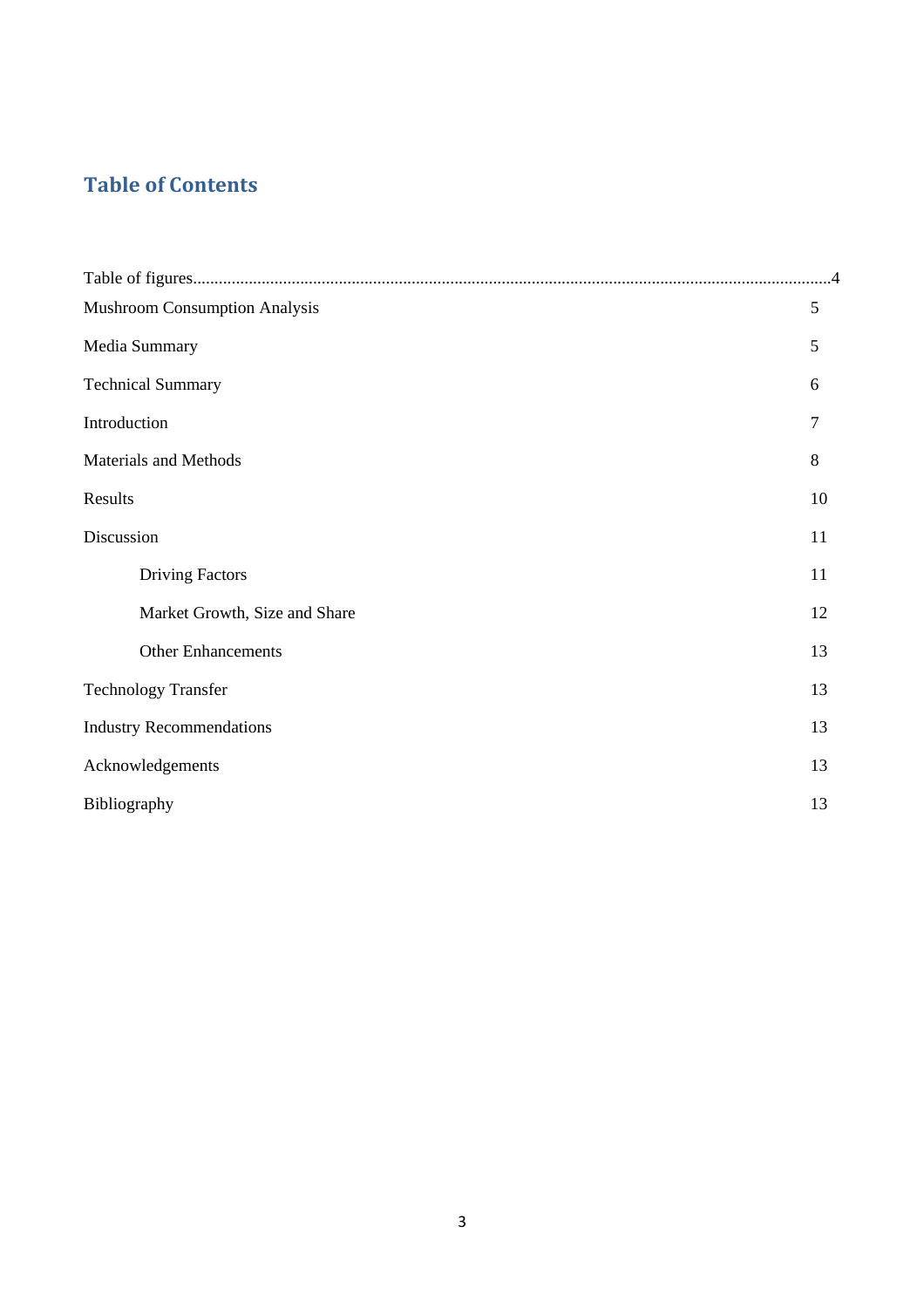## Table of Contents

| | |
|---|---|
| Table of figures | 4 |
| Mushroom Consumption Analysis | 5 |
| Media Summary | 5 |
| Technical Summary | 6 |
| Introduction | 7 |
| Materials and Methods | 8 |
| Results | 10 |
| Discussion | 11 |
| Driving Factors | 11 |
| Market Growth, Size and Share | 12 |
| Other Enhancements | 13 |
| Technology Transfer | 13 |
| Industry Recommendations | 13 |
| Acknowledgements | 13 |
| Bibliography | 13 |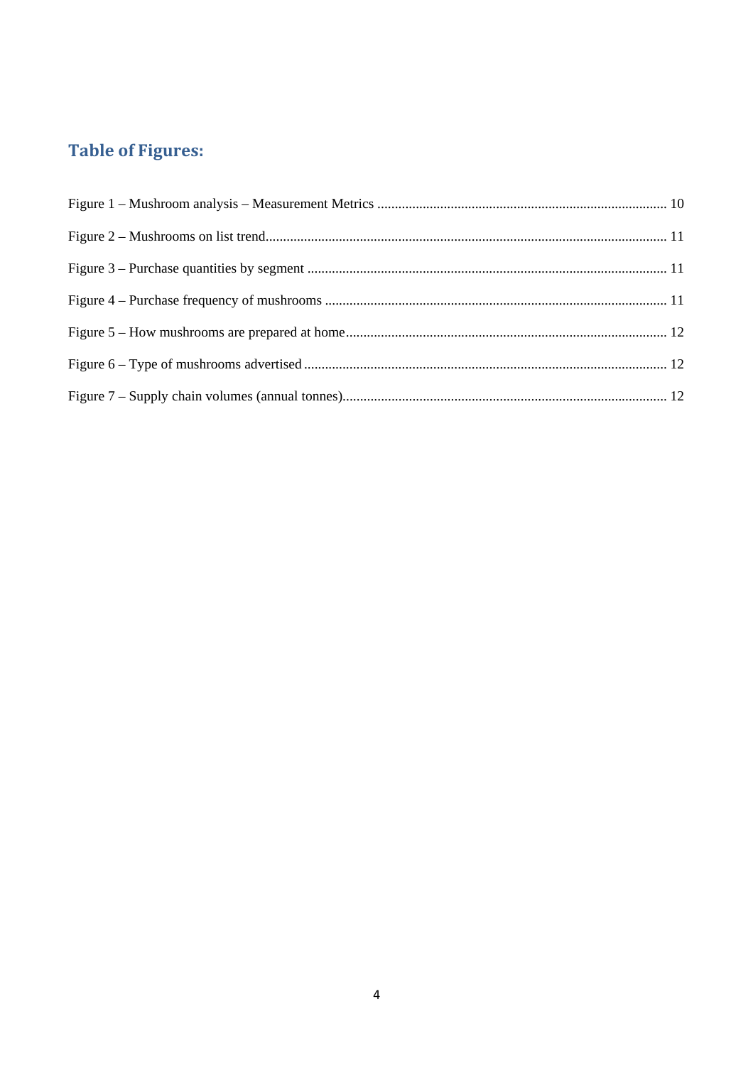## Table of Figures:

Figure 1 – Mushroom analysis – Measurement Metrics ........................................................................ 10

Figure 2 – Mushrooms on list trend........................................................................................................ 11

Figure 3 – Purchase quantities by segment ............................................................................................ 11

Figure 4 – Purchase frequency of mushrooms ....................................................................................... 11

Figure 5 – How mushrooms are prepared at home.................................................................................. 12

Figure 6 – Type of mushrooms advertised .............................................................................................. 12

Figure 7 – Supply chain volumes (annual tonnes)................................................................................... 12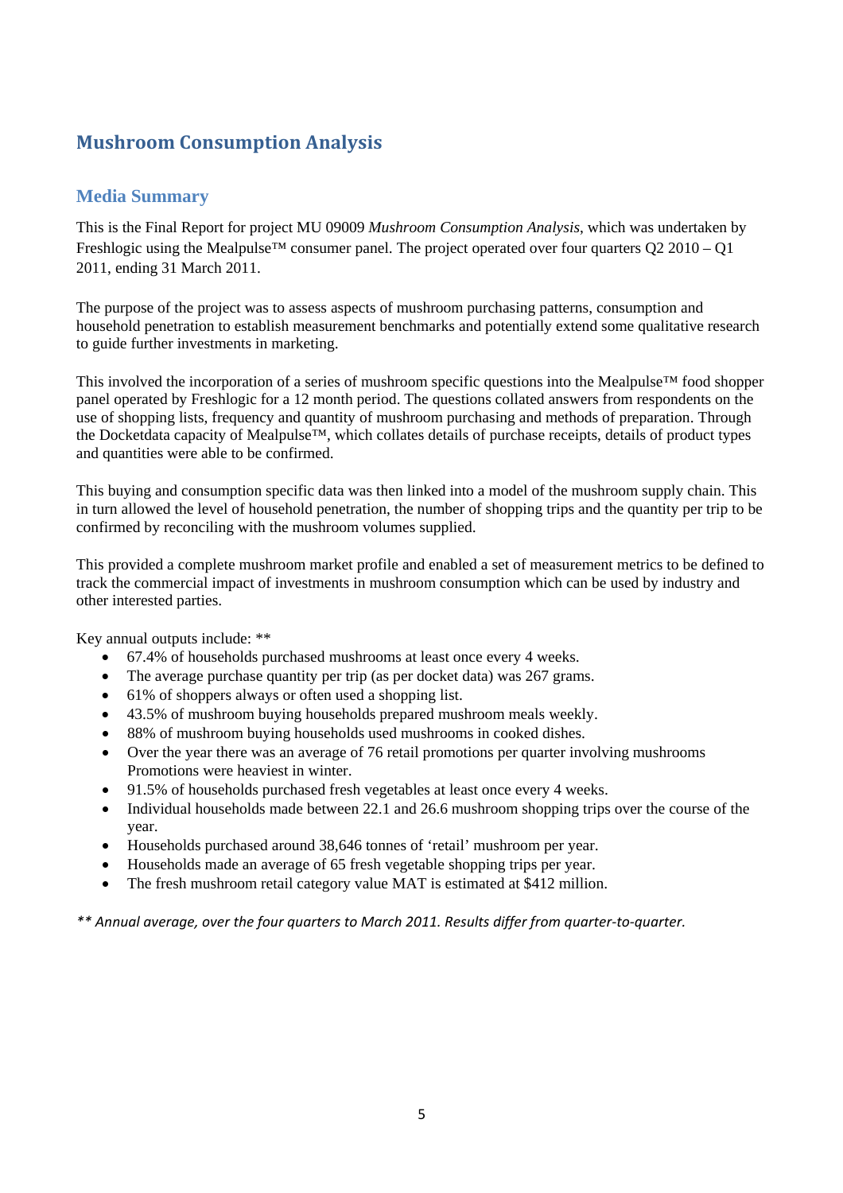# Mushroom Consumption Analysis

## Media Summary

This is the Final Report for project MU 09009 *Mushroom Consumption Analysis*, which was undertaken by Freshlogic using the Mealpulse™ consumer panel. The project operated over four quarters Q2 2010 – Q1 2011, ending 31 March 2011.

The purpose of the project was to assess aspects of mushroom purchasing patterns, consumption and household penetration to establish measurement benchmarks and potentially extend some qualitative research to guide further investments in marketing.

This involved the incorporation of a series of mushroom specific questions into the Mealpulse™ food shopper panel operated by Freshlogic for a 12 month period. The questions collated answers from respondents on the use of shopping lists, frequency and quantity of mushroom purchasing and methods of preparation. Through the Docketdata capacity of Mealpulse™, which collates details of purchase receipts, details of product types and quantities were able to be confirmed.

This buying and consumption specific data was then linked into a model of the mushroom supply chain. This in turn allowed the level of household penetration, the number of shopping trips and the quantity per trip to be confirmed by reconciling with the mushroom volumes supplied.

This provided a complete mushroom market profile and enabled a set of measurement metrics to be defined to track the commercial impact of investments in mushroom consumption which can be used by industry and other interested parties.

Key annual outputs include: **

- 67.4% of households purchased mushrooms at least once every 4 weeks.
- The average purchase quantity per trip (as per docket data) was 267 grams.
- 61% of shoppers always or often used a shopping list.
- 43.5% of mushroom buying households prepared mushroom meals weekly.
- 88% of mushroom buying households used mushrooms in cooked dishes.
- Over the year there was an average of 76 retail promotions per quarter involving mushrooms Promotions were heaviest in winter.
- 91.5% of households purchased fresh vegetables at least once every 4 weeks.
- Individual households made between 22.1 and 26.6 mushroom shopping trips over the course of the year.
- Households purchased around 38,646 tonnes of 'retail' mushroom per year.
- Households made an average of 65 fresh vegetable shopping trips per year.
- The fresh mushroom retail category value MAT is estimated at $412 million.

*** Annual average, over the four quarters to March 2011. Results differ from quarter-to-quarter.*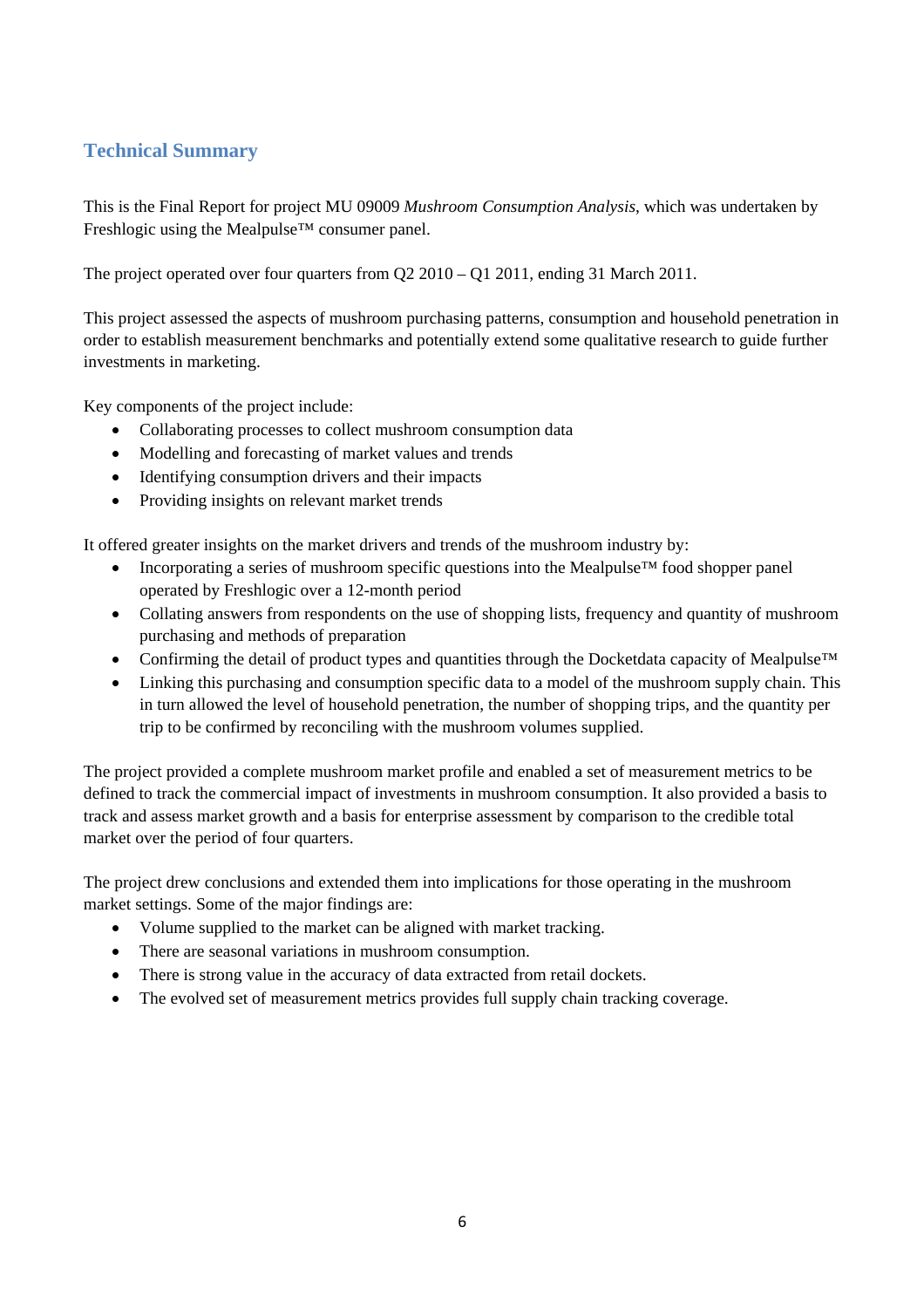## Technical Summary

This is the Final Report for project MU 09009 *Mushroom Consumption Analysis*, which was undertaken by Freshlogic using the Mealpulse™ consumer panel.

The project operated over four quarters from Q2 2010 – Q1 2011, ending 31 March 2011.

This project assessed the aspects of mushroom purchasing patterns, consumption and household penetration in order to establish measurement benchmarks and potentially extend some qualitative research to guide further investments in marketing.

Key components of the project include:

- Collaborating processes to collect mushroom consumption data
- Modelling and forecasting of market values and trends
- Identifying consumption drivers and their impacts
- Providing insights on relevant market trends

It offered greater insights on the market drivers and trends of the mushroom industry by:

- Incorporating a series of mushroom specific questions into the Mealpulse™ food shopper panel operated by Freshlogic over a 12-month period
- Collating answers from respondents on the use of shopping lists, frequency and quantity of mushroom purchasing and methods of preparation
- Confirming the detail of product types and quantities through the Docketdata capacity of Mealpulse™
- Linking this purchasing and consumption specific data to a model of the mushroom supply chain. This in turn allowed the level of household penetration, the number of shopping trips, and the quantity per trip to be confirmed by reconciling with the mushroom volumes supplied.

The project provided a complete mushroom market profile and enabled a set of measurement metrics to be defined to track the commercial impact of investments in mushroom consumption. It also provided a basis to track and assess market growth and a basis for enterprise assessment by comparison to the credible total market over the period of four quarters.

The project drew conclusions and extended them into implications for those operating in the mushroom market settings. Some of the major findings are:

- Volume supplied to the market can be aligned with market tracking.
- There are seasonal variations in mushroom consumption.
- There is strong value in the accuracy of data extracted from retail dockets.
- The evolved set of measurement metrics provides full supply chain tracking coverage.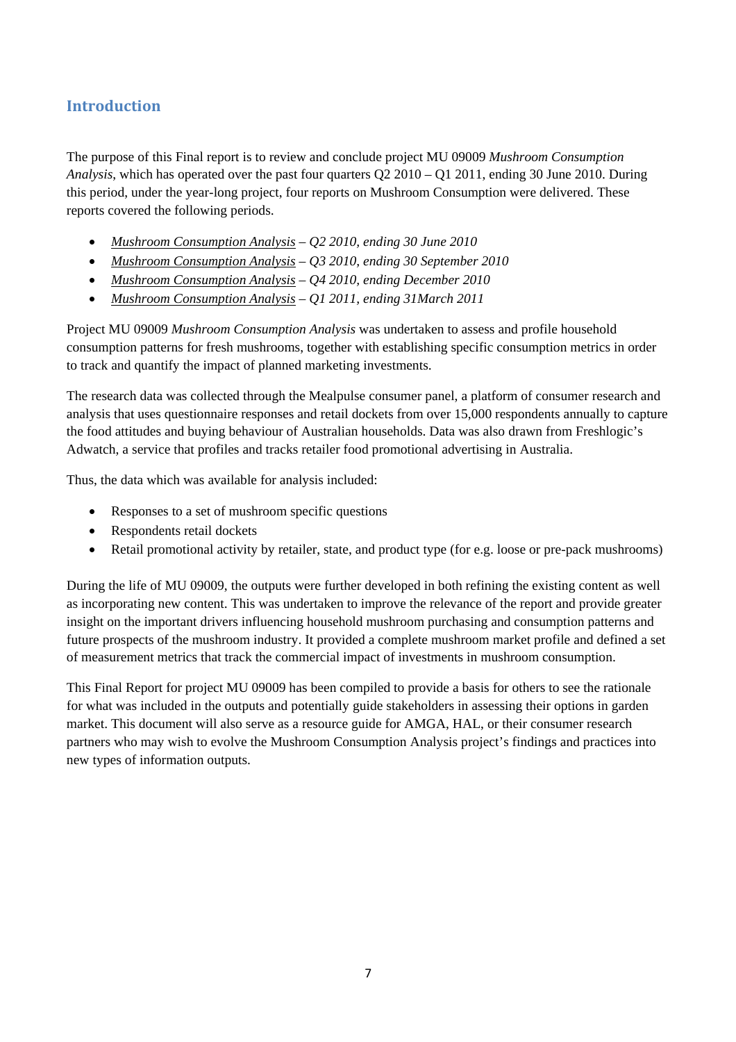## Introduction

The purpose of this Final report is to review and conclude project MU 09009 *Mushroom Consumption Analysis*, which has operated over the past four quarters Q2 2010 – Q1 2011, ending 30 June 2010. During this period, under the year-long project, four reports on Mushroom Consumption were delivered. These reports covered the following periods.

- *Mushroom Consumption Analysis – Q2 2010, ending 30 June 2010*
- *Mushroom Consumption Analysis – Q3 2010, ending 30 September 2010*
- *Mushroom Consumption Analysis – Q4 2010, ending December 2010*
- *Mushroom Consumption Analysis – Q1 2011, ending 31March 2011*

Project MU 09009 *Mushroom Consumption Analysis* was undertaken to assess and profile household consumption patterns for fresh mushrooms, together with establishing specific consumption metrics in order to track and quantify the impact of planned marketing investments.

The research data was collected through the Mealpulse consumer panel, a platform of consumer research and analysis that uses questionnaire responses and retail dockets from over 15,000 respondents annually to capture the food attitudes and buying behaviour of Australian households. Data was also drawn from Freshlogic's Adwatch, a service that profiles and tracks retailer food promotional advertising in Australia.

Thus, the data which was available for analysis included:

- Responses to a set of mushroom specific questions
- Respondents retail dockets
- Retail promotional activity by retailer, state, and product type (for e.g. loose or pre-pack mushrooms)

During the life of MU 09009, the outputs were further developed in both refining the existing content as well as incorporating new content. This was undertaken to improve the relevance of the report and provide greater insight on the important drivers influencing household mushroom purchasing and consumption patterns and future prospects of the mushroom industry. It provided a complete mushroom market profile and defined a set of measurement metrics that track the commercial impact of investments in mushroom consumption.

This Final Report for project MU 09009 has been compiled to provide a basis for others to see the rationale for what was included in the outputs and potentially guide stakeholders in assessing their options in garden market. This document will also serve as a resource guide for AMGA, HAL, or their consumer research partners who may wish to evolve the Mushroom Consumption Analysis project's findings and practices into new types of information outputs.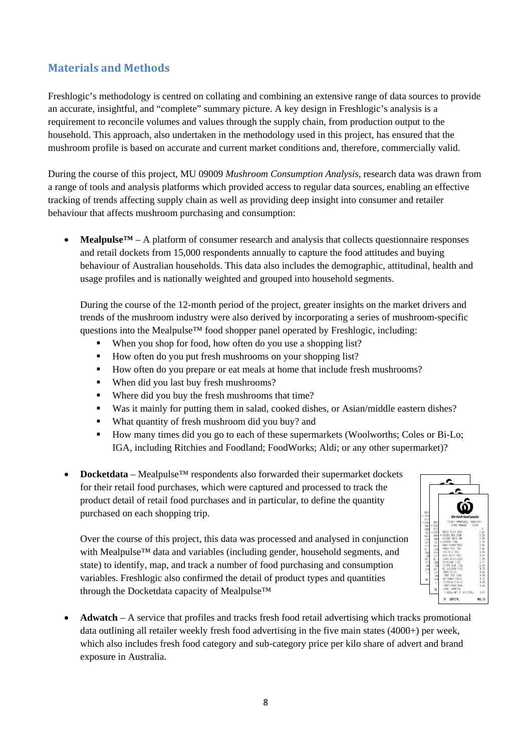## Materials and Methods

Freshlogic's methodology is centred on collating and combining an extensive range of data sources to provide an accurate, insightful, and "complete" summary picture. A key design in Freshlogic's analysis is a requirement to reconcile volumes and values through the supply chain, from production output to the household. This approach, also undertaken in the methodology used in this project, has ensured that the mushroom profile is based on accurate and current market conditions and, therefore, commercially valid.

During the course of this project, MU 09009 *Mushroom Consumption Analysis*, research data was drawn from a range of tools and analysis platforms which provided access to regular data sources, enabling an effective tracking of trends affecting supply chain as well as providing deep insight into consumer and retailer behaviour that affects mushroom purchasing and consumption:

- **Mealpulse™** – A platform of consumer research and analysis that collects questionnaire responses and retail dockets from 15,000 respondents annually to capture the food attitudes and buying behaviour of Australian households. This data also includes the demographic, attitudinal, health and usage profiles and is nationally weighted and grouped into household segments.

  During the course of the 12-month period of the project, greater insights on the market drivers and trends of the mushroom industry were also derived by incorporating a series of mushroom-specific questions into the Mealpulse™ food shopper panel operated by Freshlogic, including:
  - When you shop for food, how often do you use a shopping list?
  - How often do you put fresh mushrooms on your shopping list?
  - How often do you prepare or eat meals at home that include fresh mushrooms?
  - When did you last buy fresh mushrooms?
  - Where did you buy the fresh mushrooms that time?
  - Was it mainly for putting them in salad, cooked dishes, or Asian/middle eastern dishes?
  - What quantity of fresh mushroom did you buy? and
  - How many times did you go to each of these supermarkets (Woolworths; Coles or Bi-Lo; IGA, including Ritchies and Foodland; FoodWorks; Aldi; or any other supermarket)?

- **Docketdata** – Mealpulse™ respondents also forwarded their supermarket dockets for their retail food purchases, which were captured and processed to track the product detail of retail food purchases and in particular, to define the quantity purchased on each shopping trip.

  Over the course of this project, this data was processed and analysed in conjunction with Mealpulse™ data and variables (including gender, household segments, and state) to identify, map, and track a number of food purchasing and consumption variables. Freshlogic also confirmed the detail of product types and quantities through the Docketdata capacity of Mealpulse™

- **Adwatch** – A service that profiles and tracks fresh food retail advertising which tracks promotional data outlining all retailer weekly fresh food advertising in the five main states (4000+) per week, which also includes fresh food category and sub-category price per kilo share of advert and brand exposure in Australia.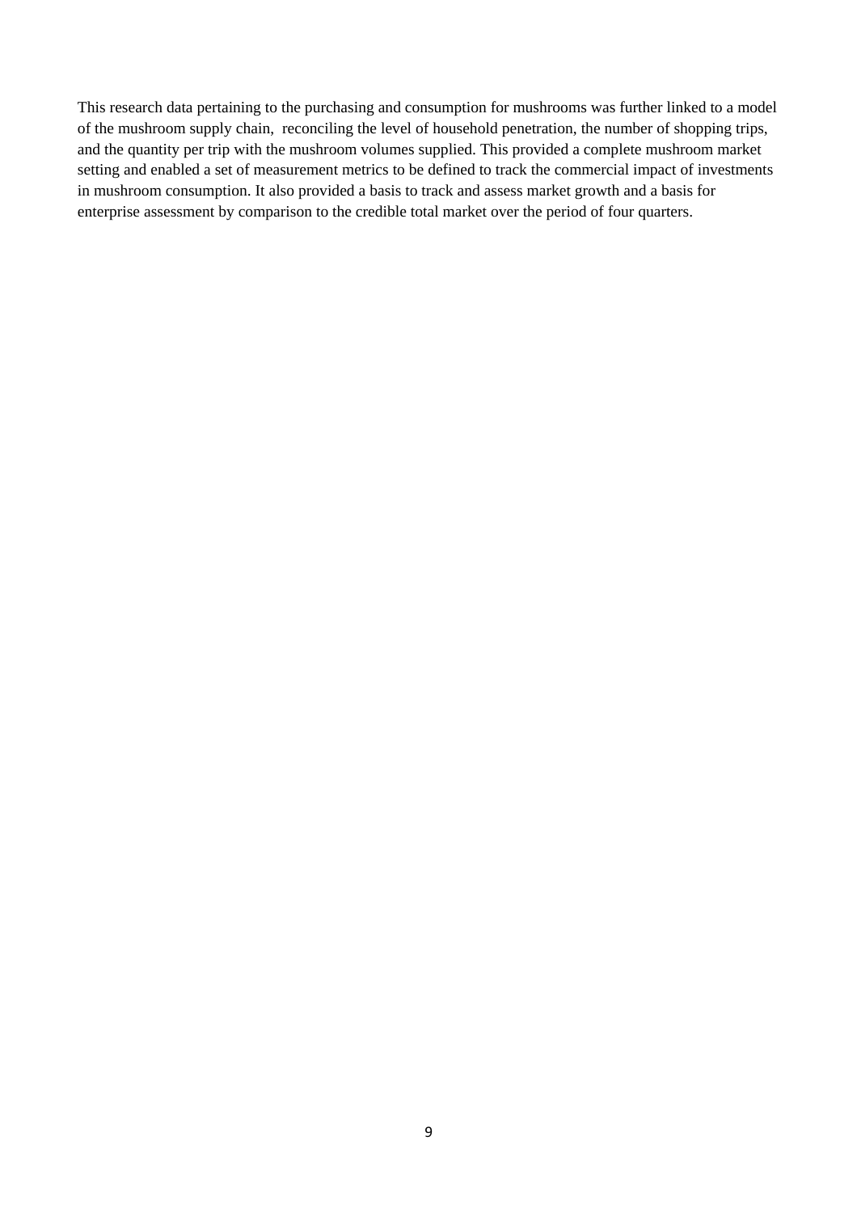This research data pertaining to the purchasing and consumption for mushrooms was further linked to a model of the mushroom supply chain, reconciling the level of household penetration, the number of shopping trips, and the quantity per trip with the mushroom volumes supplied. This provided a complete mushroom market setting and enabled a set of measurement metrics to be defined to track the commercial impact of investments in mushroom consumption. It also provided a basis to track and assess market growth and a basis for enterprise assessment by comparison to the credible total market over the period of four quarters.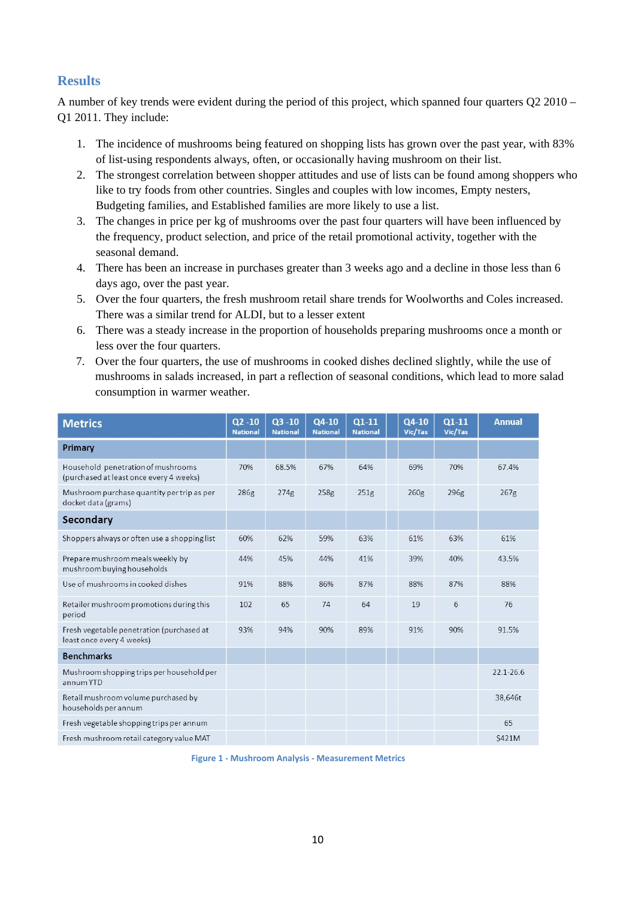## Results

A number of key trends were evident during the period of this project, which spanned four quarters Q2 2010 – Q1 2011. They include:

1. The incidence of mushrooms being featured on shopping lists has grown over the past year, with 83% of list-using respondents always, often, or occasionally having mushroom on their list.
2. The strongest correlation between shopper attitudes and use of lists can be found among shoppers who like to try foods from other countries. Singles and couples with low incomes, Empty nesters, Budgeting families, and Established families are more likely to use a list.
3. The changes in price per kg of mushrooms over the past four quarters will have been influenced by the frequency, product selection, and price of the retail promotional activity, together with the seasonal demand.
4. There has been an increase in purchases greater than 3 weeks ago and a decline in those less than 6 days ago, over the past year.
5. Over the four quarters, the fresh mushroom retail share trends for Woolworths and Coles increased. There was a similar trend for ALDI, but to a lesser extent
6. There was a steady increase in the proportion of households preparing mushrooms once a month or less over the four quarters.
7. Over the four quarters, the use of mushrooms in cooked dishes declined slightly, while the use of mushrooms in salads increased, in part a reflection of seasonal conditions, which lead to more salad consumption in warmer weather.

| Metrics | Q2 -10 National | Q3 -10 National | Q4-10 National | Q1-11 National | Q4-10 Vic/Tas | Q1-11 Vic/Tas | Annual |
|---|---|---|---|---|---|---|---|
| **Primary** | | | | | | | |
| Household penetration of mushrooms (purchased at least once every 4 weeks) | 70% | 68.5% | 67% | 64% | 69% | 70% | 67.4% |
| Mushroom purchase quantity per trip as per docket data (grams) | 286g | 274g | 258g | 251g | 260g | 296g | 267g |
| **Secondary** | | | | | | | |
| Shoppers always or often use a shopping list | 60% | 62% | 59% | 63% | 61% | 63% | 61% |
| Prepare mushroom meals weekly by mushroom buying households | 44% | 45% | 44% | 41% | 39% | 40% | 43.5% |
| Use of mushrooms in cooked dishes | 91% | 88% | 86% | 87% | 88% | 87% | 88% |
| Retailer mushroom promotions during this period | 102 | 65 | 74 | 64 | 19 | 6 | 76 |
| Fresh vegetable penetration (purchased at least once every 4 weeks) | 93% | 94% | 90% | 89% | 91% | 90% | 91.5% |
| **Benchmarks** | | | | | | | |
| Mushroom shopping trips per household per annum YTD | | | | | | | 22.1-26.6 |
| Retail mushroom volume purchased by households per annum | | | | | | | 38,646t |
| Fresh vegetable shopping trips per annum | | | | | | | 65 |
| Fresh mushroom retail category value MAT | | | | | | | $421M |

Figure 1 - Mushroom Analysis - Measurement Metrics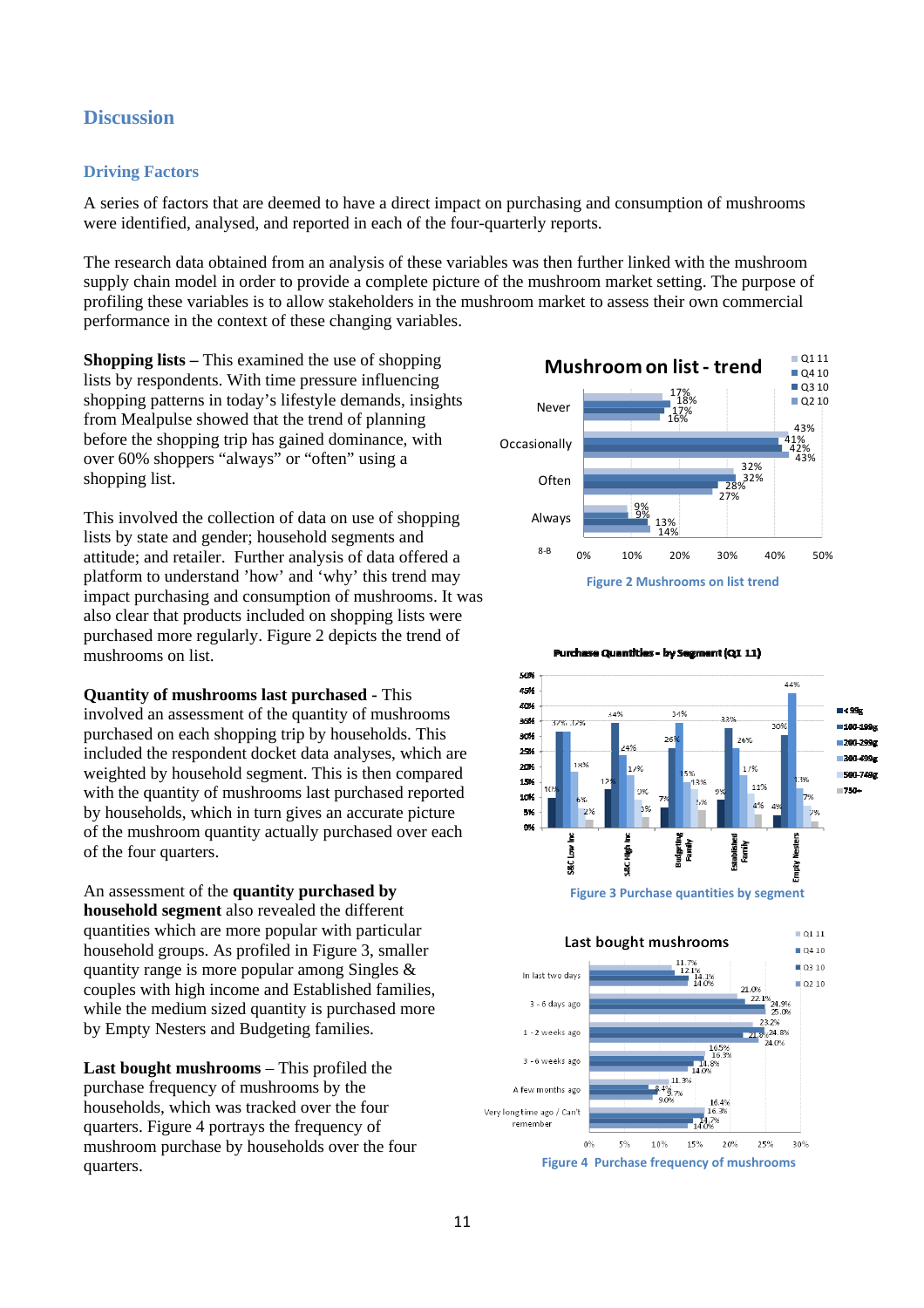## Discussion

### Driving Factors

A series of factors that are deemed to have a direct impact on purchasing and consumption of mushrooms were identified, analysed, and reported in each of the four-quarterly reports.

The research data obtained from an analysis of these variables was then further linked with the mushroom supply chain model in order to provide a complete picture of the mushroom market setting. The purpose of profiling these variables is to allow stakeholders in the mushroom market to assess their own commercial performance in the context of these changing variables.

**Shopping lists –** This examined the use of shopping lists by respondents. With time pressure influencing shopping patterns in today's lifestyle demands, insights from Mealpulse showed that the trend of planning before the shopping trip has gained dominance, with over 60% shoppers "always" or "often" using a shopping list.

This involved the collection of data on use of shopping lists by state and gender; household segments and attitude; and retailer. Further analysis of data offered a platform to understand 'how' and 'why' this trend may impact purchasing and consumption of mushrooms. It was also clear that products included on shopping lists were purchased more regularly. Figure 2 depicts the trend of mushrooms on list.

Figure 2 Mushrooms on list trend

**Quantity of mushrooms last purchased -** This involved an assessment of the quantity of mushrooms purchased on each shopping trip by households. This included the respondent docket data analyses, which are weighted by household segment. This is then compared with the quantity of mushrooms last purchased reported by households, which in turn gives an accurate picture of the mushroom quantity actually purchased over each of the four quarters.

An assessment of the **quantity purchased by household segment** also revealed the different quantities which are more popular with particular household groups. As profiled in Figure 3, smaller quantity range is more popular among Singles & couples with high income and Established families, while the medium sized quantity is purchased more by Empty Nesters and Budgeting families.

Figure 3 Purchase quantities by segment

**Last bought mushrooms** – This profiled the purchase frequency of mushrooms by the households, which was tracked over the four quarters. Figure 4 portrays the frequency of mushroom purchase by households over the four quarters.

Figure 4 Purchase frequency of mushrooms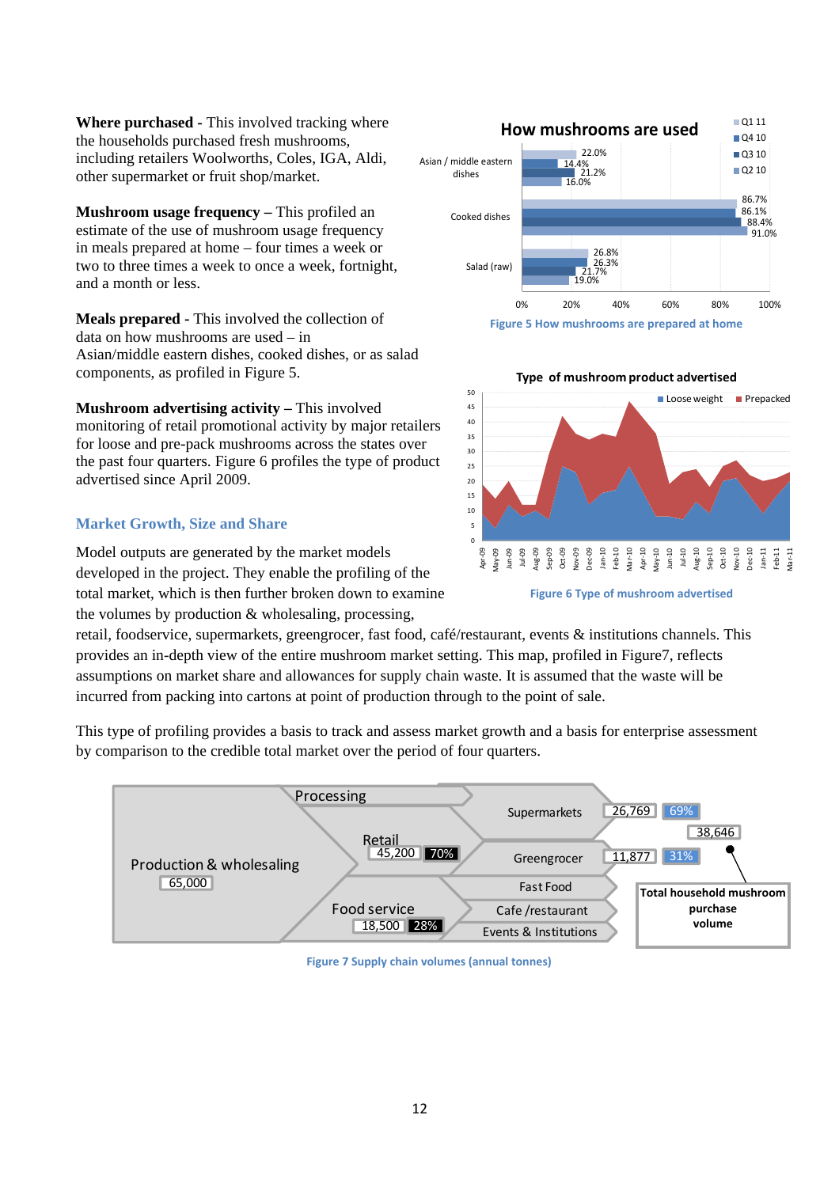**Where purchased** - This involved tracking where the households purchased fresh mushrooms, including retailers Woolworths, Coles, IGA, Aldi, other supermarket or fruit shop/market.

**Mushroom usage frequency** – This profiled an estimate of the use of mushroom usage frequency in meals prepared at home – four times a week or two to three times a week to once a week, fortnight, and a month or less.

**Meals prepared** - This involved the collection of data on how mushrooms are used – in Asian/middle eastern dishes, cooked dishes, or as salad components, as profiled in Figure 5.

**Mushroom advertising activity** – This involved monitoring of retail promotional activity by major retailers for loose and pre-pack mushrooms across the states over the past four quarters. Figure 6 profiles the type of product advertised since April 2009.

Figure 5 How mushrooms are prepared at home

Figure 6 Type of mushroom advertised

## Market Growth, Size and Share

Model outputs are generated by the market models developed in the project. They enable the profiling of the total market, which is then further broken down to examine the volumes by production & wholesaling, processing, retail, foodservice, supermarkets, greengrocer, fast food, café/restaurant, events & institutions channels. This provides an in-depth view of the entire mushroom market setting. This map, profiled in Figure7, reflects assumptions on market share and allowances for supply chain waste. It is assumed that the waste will be incurred from packing into cartons at point of production through to the point of sale.

This type of profiling provides a basis to track and assess market growth and a basis for enterprise assessment by comparison to the credible total market over the period of four quarters.

Figure 7 Supply chain volumes (annual tonnes)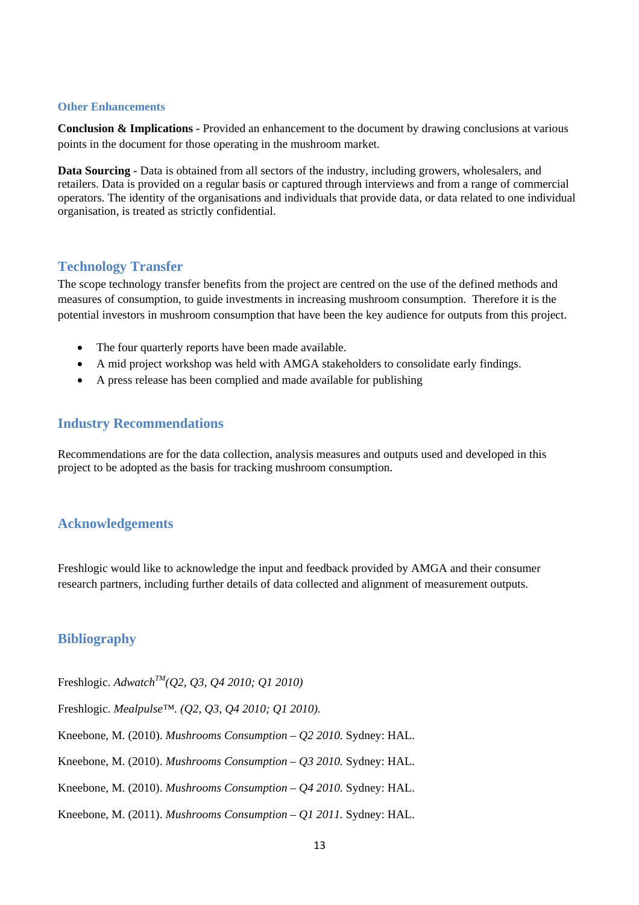### Other Enhancements

**Conclusion & Implications -** Provided an enhancement to the document by drawing conclusions at various points in the document for those operating in the mushroom market.

**Data Sourcing -** Data is obtained from all sectors of the industry, including growers, wholesalers, and retailers. Data is provided on a regular basis or captured through interviews and from a range of commercial operators. The identity of the organisations and individuals that provide data, or data related to one individual organisation, is treated as strictly confidential.

## Technology Transfer

The scope technology transfer benefits from the project are centred on the use of the defined methods and measures of consumption, to guide investments in increasing mushroom consumption. Therefore it is the potential investors in mushroom consumption that have been the key audience for outputs from this project.

- The four quarterly reports have been made available.
- A mid project workshop was held with AMGA stakeholders to consolidate early findings.
- A press release has been complied and made available for publishing

## Industry Recommendations

Recommendations are for the data collection, analysis measures and outputs used and developed in this project to be adopted as the basis for tracking mushroom consumption.

## Acknowledgements

Freshlogic would like to acknowledge the input and feedback provided by AMGA and their consumer research partners, including further details of data collected and alignment of measurement outputs.

## Bibliography

Freshlogic. *Adwatch™(Q2, Q3, Q4 2010; Q1 2010)*

Freshlogic. *Mealpulse™. (Q2, Q3, Q4 2010; Q1 2010).*

Kneebone, M. (2010). *Mushrooms Consumption – Q2 2010.* Sydney: HAL.

Kneebone, M. (2010). *Mushrooms Consumption – Q3 2010.* Sydney: HAL.

Kneebone, M. (2010). *Mushrooms Consumption – Q4 2010.* Sydney: HAL.

Kneebone, M. (2011). *Mushrooms Consumption – Q1 2011.* Sydney: HAL.